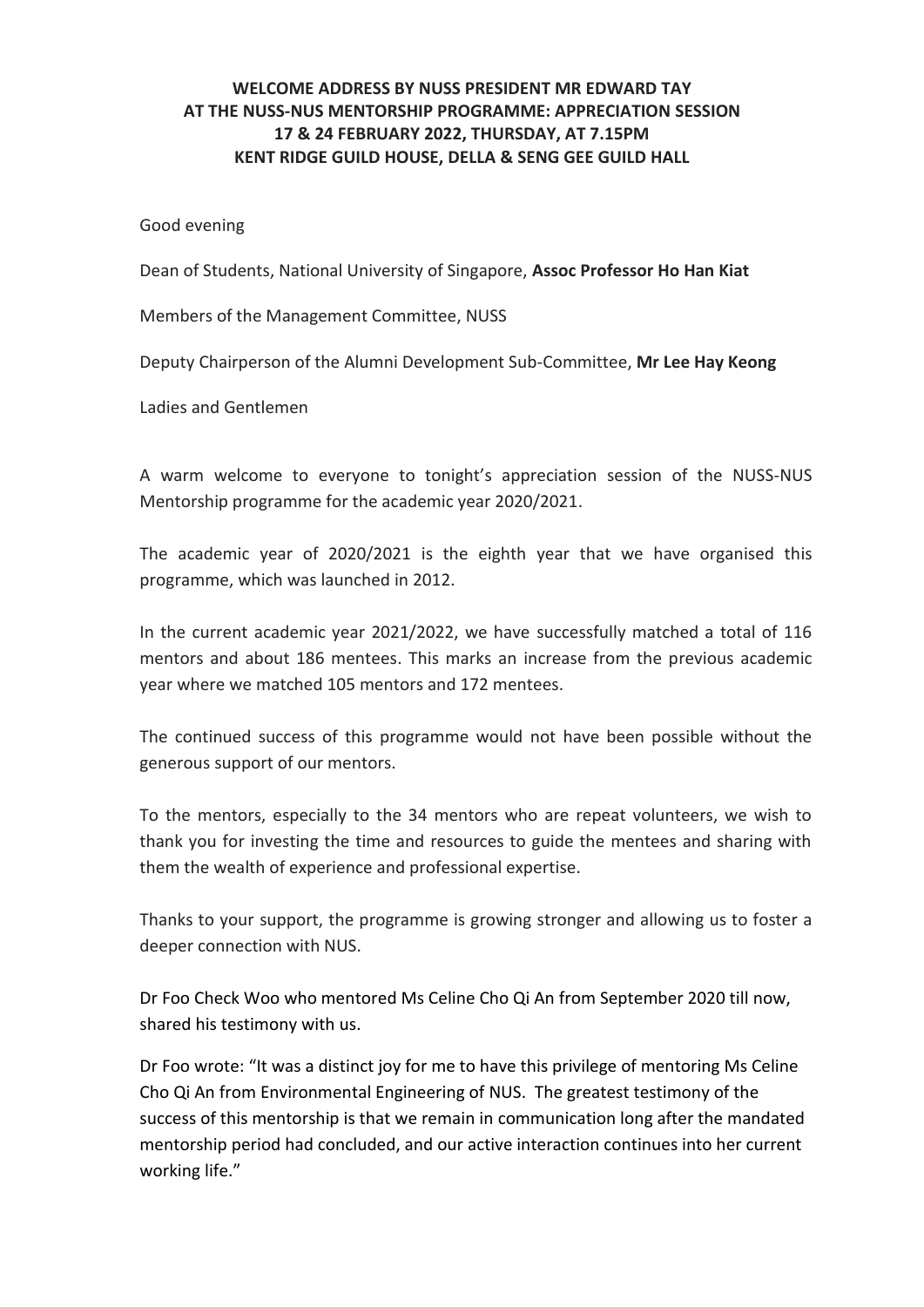**WELCOME ADDRESS BY NUSS PRESIDENT MR EDWARD TAY**
**AT THE NUSS-NUS MENTORSHIP PROGRAMME: APPRECIATION SESSION**
**17 & 24 FEBRUARY 2022, THURSDAY, AT 7.15PM**
**KENT RIDGE GUILD HOUSE, DELLA & SENG GEE GUILD HALL**

Good evening

Dean of Students, National University of Singapore, **Assoc Professor Ho Han Kiat**

Members of the Management Committee, NUSS

Deputy Chairperson of the Alumni Development Sub-Committee, **Mr Lee Hay Keong**

Ladies and Gentlemen

A warm welcome to everyone to tonight's appreciation session of the NUSS-NUS Mentorship programme for the academic year 2020/2021.

The academic year of 2020/2021 is the eighth year that we have organised this programme, which was launched in 2012.

In the current academic year 2021/2022, we have successfully matched a total of 116 mentors and about 186 mentees. This marks an increase from the previous academic year where we matched 105 mentors and 172 mentees.

The continued success of this programme would not have been possible without the generous support of our mentors.

To the mentors, especially to the 34 mentors who are repeat volunteers, we wish to thank you for investing the time and resources to guide the mentees and sharing with them the wealth of experience and professional expertise.

Thanks to your support, the programme is growing stronger and allowing us to foster a deeper connection with NUS.

Dr Foo Check Woo who mentored Ms Celine Cho Qi An from September 2020 till now, shared his testimony with us.

Dr Foo wrote: "It was a distinct joy for me to have this privilege of mentoring Ms Celine Cho Qi An from Environmental Engineering of NUS. The greatest testimony of the success of this mentorship is that we remain in communication long after the mandated mentorship period had concluded, and our active interaction continues into her current working life."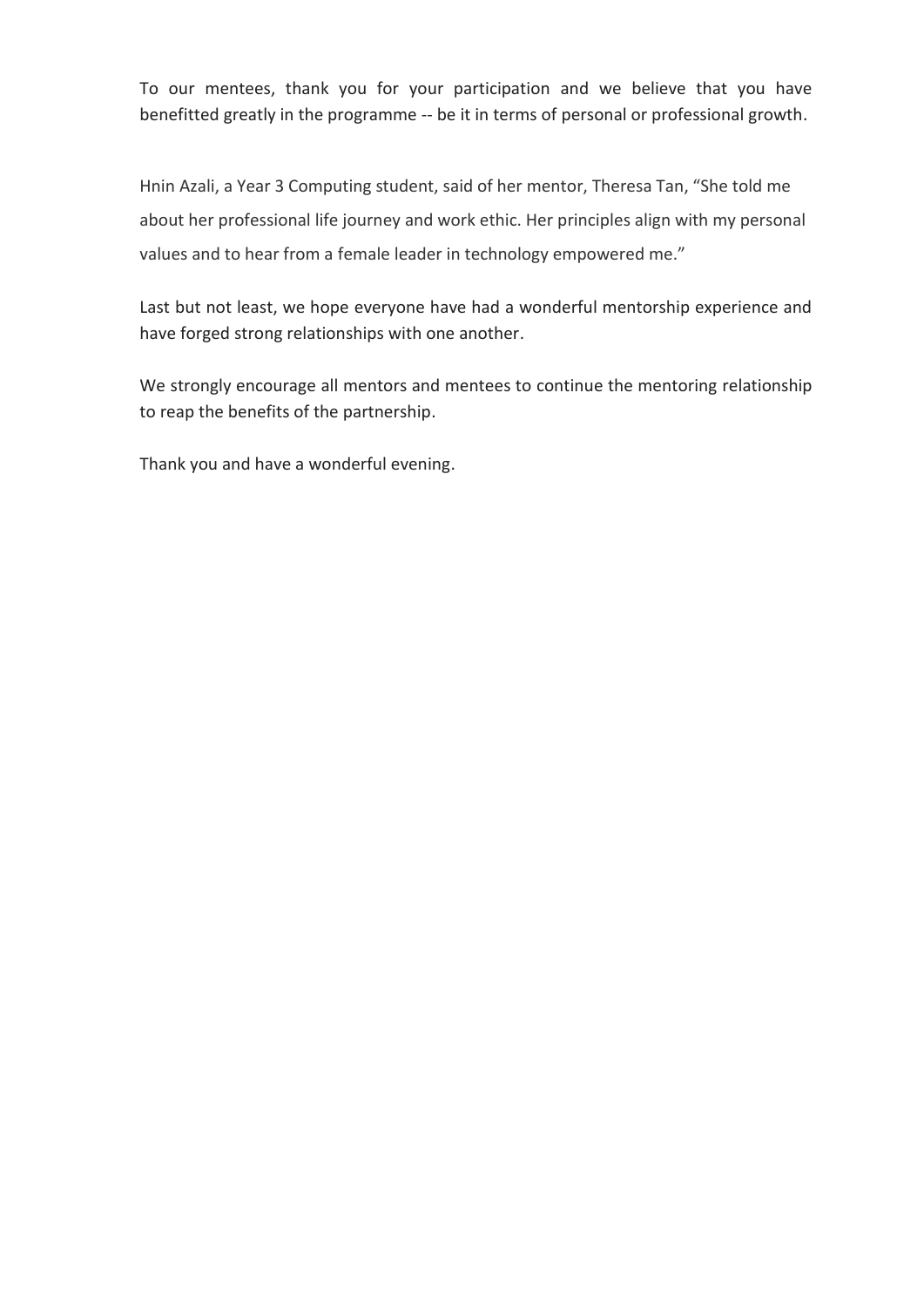To our mentees, thank you for your participation and we believe that you have benefitted greatly in the programme -- be it in terms of personal or professional growth.

Hnin Azali, a Year 3 Computing student, said of her mentor, Theresa Tan, “She told me about her professional life journey and work ethic. Her principles align with my personal values and to hear from a female leader in technology empowered me.”

Last but not least, we hope everyone have had a wonderful mentorship experience and have forged strong relationships with one another.

We strongly encourage all mentors and mentees to continue the mentoring relationship to reap the benefits of the partnership.

Thank you and have a wonderful evening.